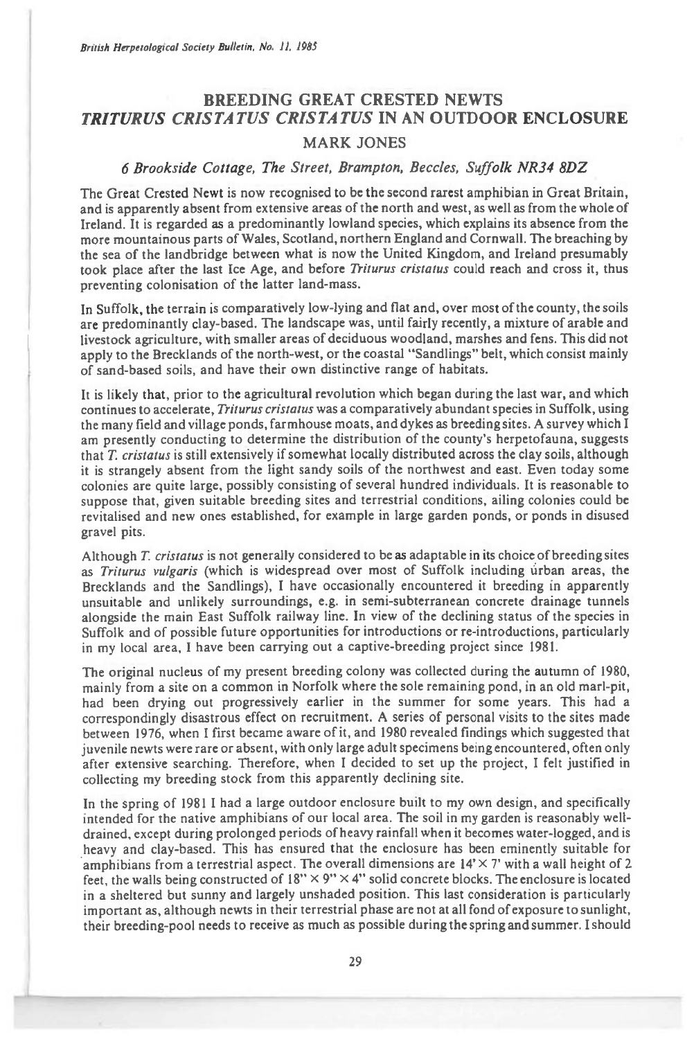# BREEDING GREAT CRESTED NEWTS *TRITURUS CRISTATUS CRISTATUS* IN AN OUTDOOR ENCLOSURE

## MARK JONES

*6 Brookside Cottage, The Street, Brampton, Beccles, Suffolk NR34 8DZ*

The Great Crested Newt is now recognised to be the second rarest amphibian in Great Britain, and is apparently absent from extensive areas of the north and west, as well as from the whole of Ireland. It is regarded as a predominantly lowland species, which explains its absence from the more mountainous parts of Wales, Scotland, northern England and Cornwall. The breaching by the sea of the landbridge between what is now the United Kingdom, and Ireland presumably took place after the last Ice Age, and before *Triturus cristatus* could reach and cross it, thus preventing colonisation of the latter land-mass.

In Suffolk, the terrain is comparatively low-lying and flat and, over most of the county, the soils are predominantly clay-based. The landscape was, until fairly recently, a mixture of arable and livestock agriculture, with smaller areas of deciduous woodland, marshes and fens. This did not apply to the Brecklands of the north-west, or the coastal "Sandlings" belt, which consist mainly of sand-based soils, and have their own distinctive range of habitats.

It is likely that, prior to the agricultural revolution which began during the last war, and which continues to accelerate, *Triturus cristatus* was a comparatively abundant species in Suffolk, using the many field and village ponds, farmhouse moats, and dykes as breeding sites. A survey which I am presently conducting to determine the distribution of the county's herpetofauna, suggests that *T. cristatus* is still extensively if somewhat locally distributed across the clay soils, although it is strangely absent from the light sandy soils of the northwest and east. Even today some colonies are quite large, possibly consisting of several hundred individuals. It is reasonable to suppose that, given suitable breeding sites and terrestrial conditions, ailing colonies could be revitalised and new ones established, for example in large garden ponds, or ponds in disused gravel pits.

Although *T. cristatus* is not generally considered to be as adaptable in its choice of breeding sites as *Triturus vulgaris* (which is widespread over most of Suffolk including urban areas, the Brecklands and the Sandlings), I have occasionally encountered it breeding in apparently unsuitable and unlikely surroundings, e.g. in semi-subterranean concrete drainage tunnels alongside the main East Suffolk railway line. In view of the declining status of the species in Suffolk and of possible future opportunities for introductions or re-introductions, particularly in my local area, I have been carrying out a captive-breeding project since 1981.

The original nucleus of my present breeding colony was collected during the autumn of 1980, mainly from a site on a common in Norfolk where the sole remaining pond, in an old marl-pit, had been drying out progressively earlier in the summer for some years. This had a correspondingly disastrous effect on recruitment. A series of personal visits to the sites made between 1976, when I first became aware of it, and 1980 revealed findings which suggested that juvenile newts were rare or absent, with only large adult specimens being encountered, often only after extensive searching. Therefore, when I decided to set up the project, I felt justified in collecting my breeding stock from this apparently declining site.

In the spring of 1981 I had a large outdoor enclosure built to my own design, and specifically intended for the native amphibians of our local area. The soil in my garden is reasonably well-drained, except during prolonged periods of heavy rainfall when it becomes water-logged, and is heavy and clay-based. This has ensured that the enclosure has been eminently suitable for amphibians from a terrestrial aspect. The overall dimensions are 14' × 7' with a wall height of 2 feet, the walls being constructed of 18" × 9" × 4" solid concrete blocks. The enclosure is located in a sheltered but sunny and largely unshaded position. This last consideration is particularly important as, although newts in their terrestrial phase are not at all fond of exposure to sunlight, their breeding-pool needs to receive as much as possible during the spring and summer. I should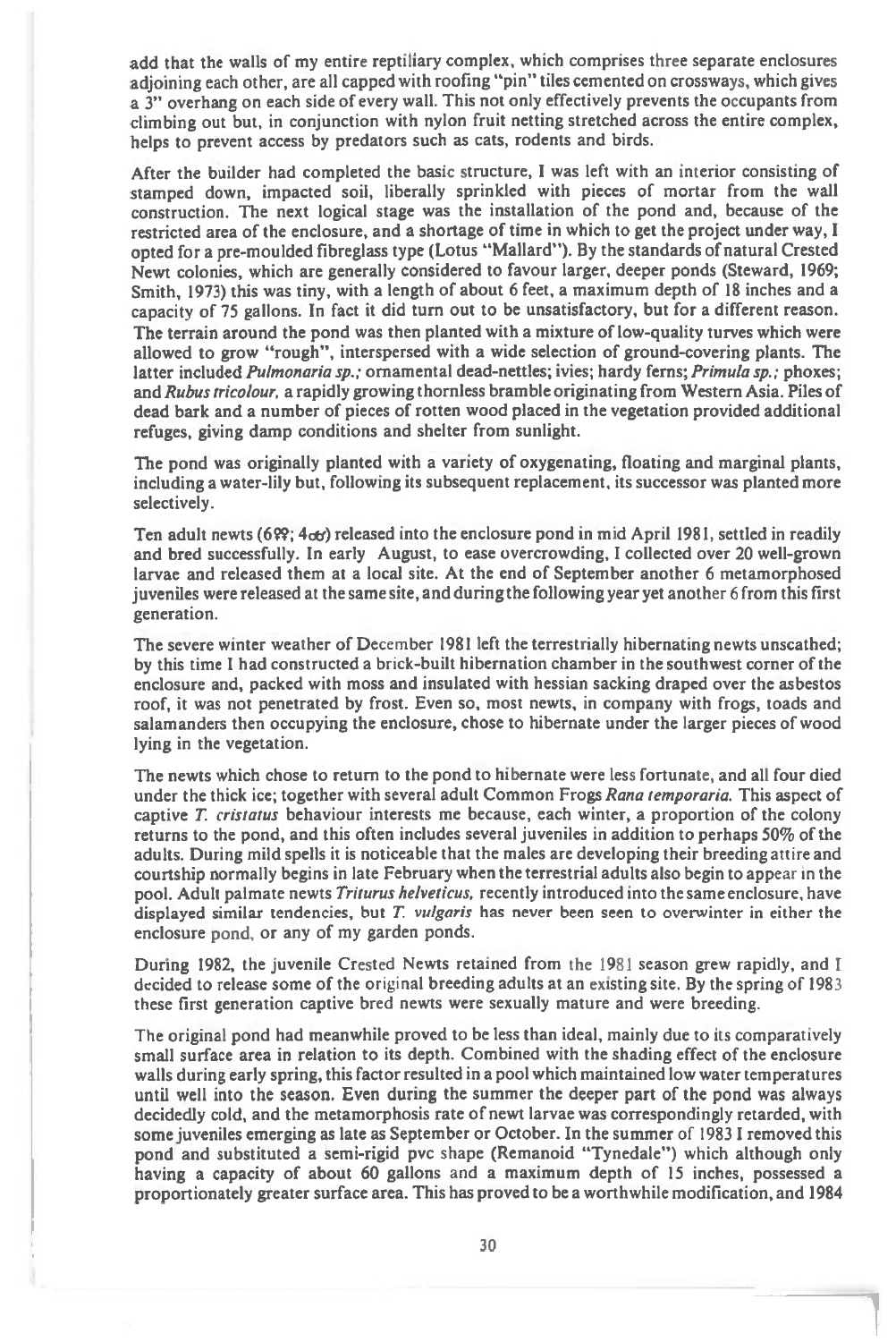add that the walls of my entire reptiliary complex, which comprises three separate enclosures adjoining each other, are all capped with roofing "pin" tiles cemented on crossways, which gives a 3" overhang on each side of every wall. This not only effectively prevents the occupants from climbing out but, in conjunction with nylon fruit netting stretched across the entire complex, helps to prevent access by predators such as cats, rodents and birds.

After the builder had completed the basic structure, I was left with an interior consisting of stamped down, impacted soil, liberally sprinkled with pieces of mortar from the wall construction. The next logical stage was the installation of the pond and, because of the restricted area of the enclosure, and a shortage of time in which to get the project under way, I opted for a pre-moulded fibreglass type (Lotus "Mallard"). By the standards of natural Crested Newt colonies, which are generally considered to favour larger, deeper ponds (Steward, 1969; Smith, 1973) this was tiny, with a length of about 6 feet, a maximum depth of 18 inches and a capacity of 75 gallons. In fact it did turn out to be unsatisfactory, but for a different reason. The terrain around the pond was then planted with a mixture of low-quality turves which were allowed to grow "rough", interspersed with a wide selection of ground-covering plants. The latter included *Pulmonaria sp.;* ornamental dead-nettles; ivies; hardy ferns; *Primula sp.;* phoxes; and *Rubus tricolour,* a rapidly growing thornless bramble originating from Western Asia. Piles of dead bark and a number of pieces of rotten wood placed in the vegetation provided additional refuges, giving damp conditions and shelter from sunlight.

The pond was originally planted with a variety of oxygenating, floating and marginal plants, including a water-lily but, following its subsequent replacement, its successor was planted more selectively.

Ten adult newts (6♀♀; 4♂♂) released into the enclosure pond in mid April 1981, settled in readily and bred successfully. In early August, to ease overcrowding, I collected over 20 well-grown larvae and released them at a local site. At the end of September another 6 metamorphosed juveniles were released at the same site, and during the following year yet another 6 from this first generation.

The severe winter weather of December 1981 left the terrestrially hibernating newts unscathed; by this time I had constructed a brick-built hibernation chamber in the southwest corner of the enclosure and, packed with moss and insulated with hessian sacking draped over the asbestos roof, it was not penetrated by frost. Even so, most newts, in company with frogs, toads and salamanders then occupying the enclosure, chose to hibernate under the larger pieces of wood lying in the vegetation.

The newts which chose to return to the pond to hibernate were less fortunate, and all four died under the thick ice; together with several adult Common Frogs *Rana temporaria.* This aspect of captive *T. cristatus* behaviour interests me because, each winter, a proportion of the colony returns to the pond, and this often includes several juveniles in addition to perhaps 50% of the adults. During mild spells it is noticeable that the males are developing their breeding attire and courtship normally begins in late February when the terrestrial adults also begin to appear in the pool. Adult palmate newts *Triturus helveticus,* recently introduced into the same enclosure, have displayed similar tendencies, but *T. vulgaris* has never been seen to overwinter in either the enclosure pond, or any of my garden ponds.

During 1982, the juvenile Crested Newts retained from the 1981 season grew rapidly, and I decided to release some of the original breeding adults at an existing site. By the spring of 1983 these first generation captive bred newts were sexually mature and were breeding.

The original pond had meanwhile proved to be less than ideal, mainly due to its comparatively small surface area in relation to its depth. Combined with the shading effect of the enclosure walls during early spring, this factor resulted in a pool which maintained low water temperatures until well into the season. Even during the summer the deeper part of the pond was always decidedly cold, and the metamorphosis rate of newt larvae was correspondingly retarded, with some juveniles emerging as late as September or October. In the summer of 1983 I removed this pond and substituted a semi-rigid pvc shape (Remanoid "Tynedale") which although only having a capacity of about 60 gallons and a maximum depth of 15 inches, possessed a proportionately greater surface area. This has proved to be a worthwhile modification, and 1984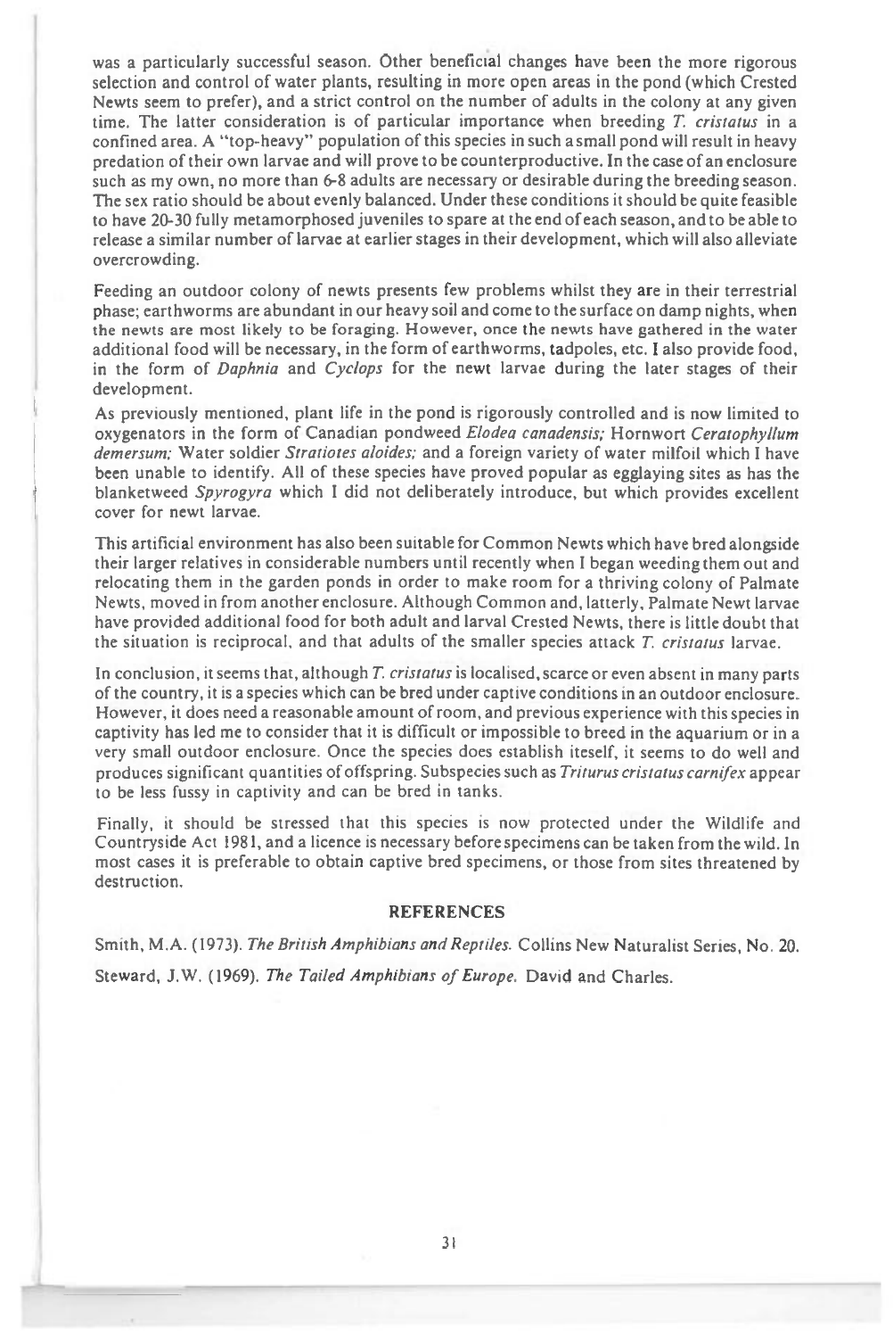was a particularly successful season. Other beneficial changes have been the more rigorous selection and control of water plants, resulting in more open areas in the pond (which Crested Newts seem to prefer), and a strict control on the number of adults in the colony at any given time. The latter consideration is of particular importance when breeding *T. cristatus* in a confined area. A "top-heavy" population of this species in such a small pond will result in heavy predation of their own larvae and will prove to be counterproductive. In the case of an enclosure such as my own, no more than 6-8 adults are necessary or desirable during the breeding season. The sex ratio should be about evenly balanced. Under these conditions it should be quite feasible to have 20-30 fully metamorphosed juveniles to spare at the end of each season, and to be able to release a similar number of larvae at earlier stages in their development, which will also alleviate overcrowding.

Feeding an outdoor colony of newts presents few problems whilst they are in their terrestrial phase; earthworms are abundant in our heavy soil and come to the surface on damp nights, when the newts are most likely to be foraging. However, once the newts have gathered in the water additional food will be necessary, in the form of earthworms, tadpoles, etc. I also provide food, in the form of *Daphnia* and *Cyclops* for the newt larvae during the later stages of their development.

As previously mentioned, plant life in the pond is rigorously controlled and is now limited to oxygenators in the form of Canadian pondweed *Elodea canadensis;* Hornwort *Ceratophyllum demersum;* Water soldier *Stratiotes aloides;* and a foreign variety of water milfoil which I have been unable to identify. All of these species have proved popular as egglaying sites as has the blanketweed *Spyrogyra* which I did not deliberately introduce, but which provides excellent cover for newt larvae.

This artificial environment has also been suitable for Common Newts which have bred alongside their larger relatives in considerable numbers until recently when I began weeding them out and relocating them in the garden ponds in order to make room for a thriving colony of Palmate Newts, moved in from another enclosure. Although Common and, latterly, Palmate Newt larvae have provided additional food for both adult and larval Crested Newts, there is little doubt that the situation is reciprocal, and that adults of the smaller species attack *T. cristatus* larvae.

In conclusion, it seems that, although *T. cristatus* is localised, scarce or even absent in many parts of the country, it is a species which can be bred under captive conditions in an outdoor enclosure. However, it does need a reasonable amount of room, and previous experience with this species in captivity has led me to consider that it is difficult or impossible to breed in the aquarium or in a very small outdoor enclosure. Once the species does establish iteself, it seems to do well and produces significant quantities of offspring. Subspecies such as *Triturus cristatus carnifex* appear to be less fussy in captivity and can be bred in tanks.

Finally, it should be stressed that this species is now protected under the Wildlife and Countryside Act 1981, and a licence is necessary before specimens can be taken from the wild. In most cases it is preferable to obtain captive bred specimens, or those from sites threatened by destruction.

## REFERENCES

Smith, M.A. (1973). *The British Amphibians and Reptiles.* Collins New Naturalist Series, No. 20.

Steward, J.W. (1969). *The Tailed Amphibians of Europe.* David and Charles.